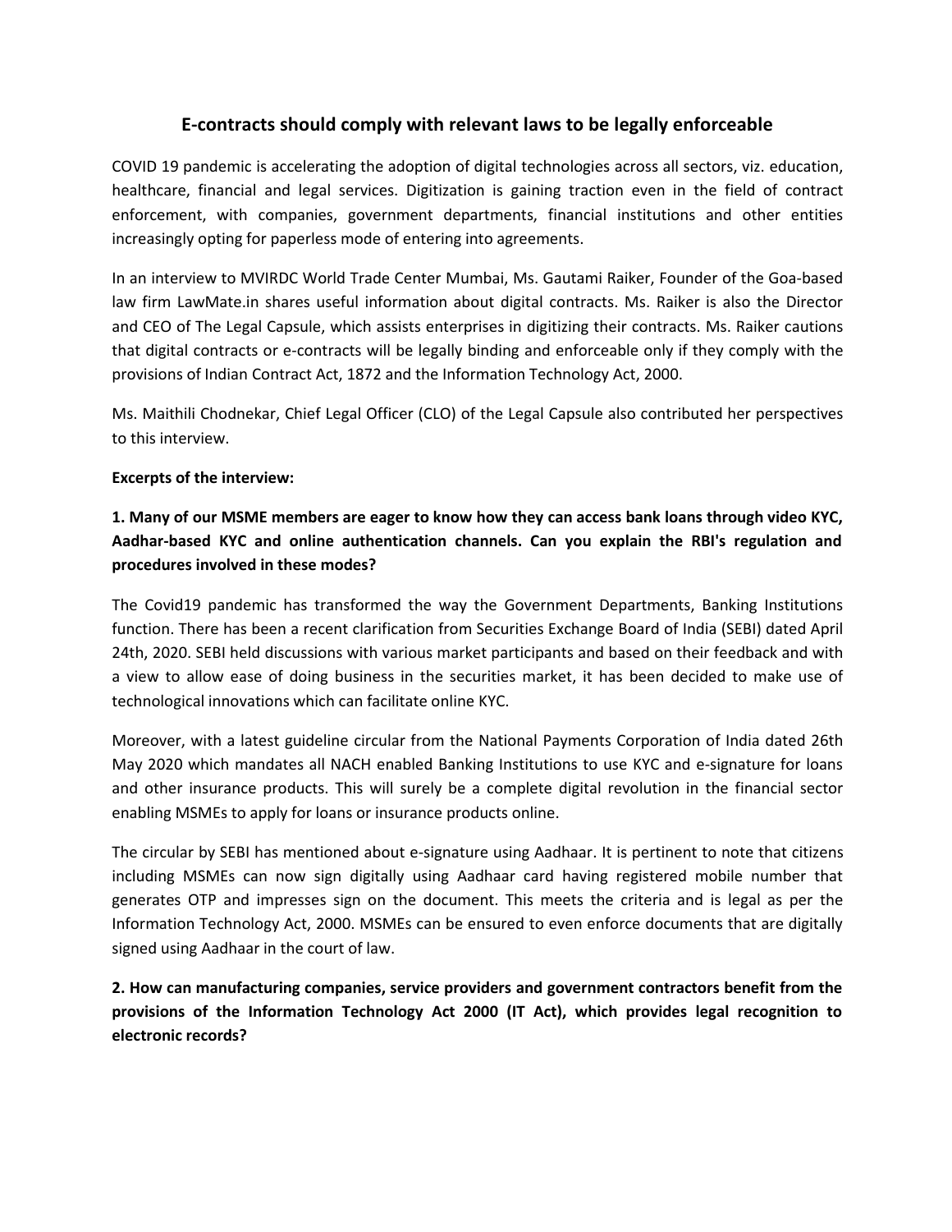# E-contracts should comply with relevant laws to be legally enforceable

COVID 19 pandemic is accelerating the adoption of digital technologies across all sectors, viz. education, healthcare, financial and legal services. Digitization is gaining traction even in the field of contract enforcement, with companies, government departments, financial institutions and other entities increasingly opting for paperless mode of entering into agreements.

In an interview to MVIRDC World Trade Center Mumbai, Ms. Gautami Raiker, Founder of the Goa-based law firm LawMate.in shares useful information about digital contracts. Ms. Raiker is also the Director and CEO of The Legal Capsule, which assists enterprises in digitizing their contracts. Ms. Raiker cautions that digital contracts or e-contracts will be legally binding and enforceable only if they comply with the provisions of Indian Contract Act, 1872 and the Information Technology Act, 2000.

Ms. Maithili Chodnekar, Chief Legal Officer (CLO) of the Legal Capsule also contributed her perspectives to this interview.

**Excerpts of the interview:**

**1. Many of our MSME members are eager to know how they can access bank loans through video KYC, Aadhar-based KYC and online authentication channels. Can you explain the RBI's regulation and procedures involved in these modes?**

The Covid19 pandemic has transformed the way the Government Departments, Banking Institutions function. There has been a recent clarification from Securities Exchange Board of India (SEBI) dated April 24th, 2020. SEBI held discussions with various market participants and based on their feedback and with a view to allow ease of doing business in the securities market, it has been decided to make use of technological innovations which can facilitate online KYC.

Moreover, with a latest guideline circular from the National Payments Corporation of India dated 26th May 2020 which mandates all NACH enabled Banking Institutions to use KYC and e-signature for loans and other insurance products. This will surely be a complete digital revolution in the financial sector enabling MSMEs to apply for loans or insurance products online.

The circular by SEBI has mentioned about e-signature using Aadhaar. It is pertinent to note that citizens including MSMEs can now sign digitally using Aadhaar card having registered mobile number that generates OTP and impresses sign on the document. This meets the criteria and is legal as per the Information Technology Act, 2000. MSMEs can be ensured to even enforce documents that are digitally signed using Aadhaar in the court of law.

**2. How can manufacturing companies, service providers and government contractors benefit from the provisions of the Information Technology Act 2000 (IT Act), which provides legal recognition to electronic records?**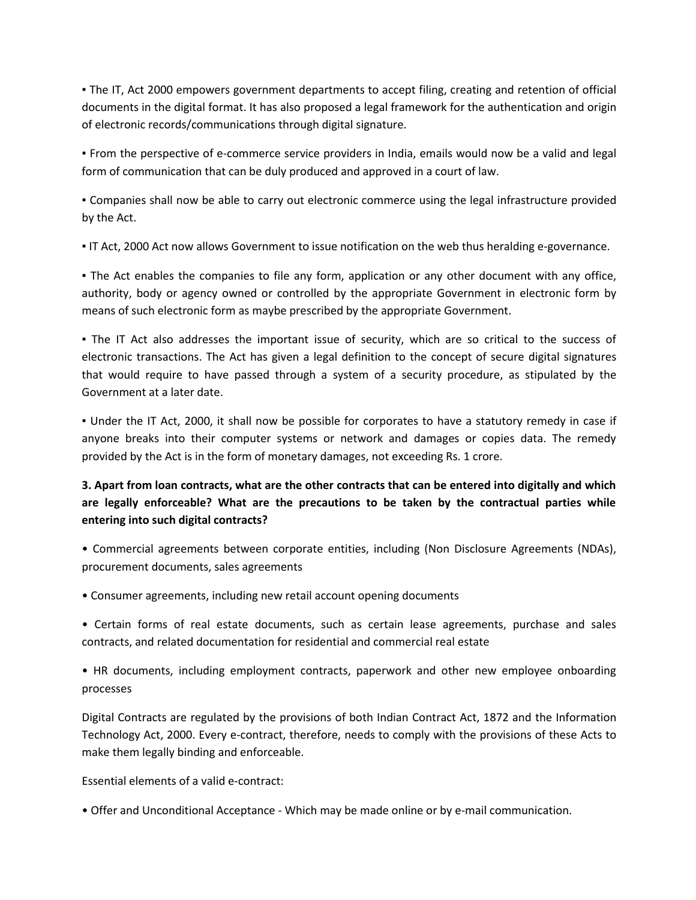▪ The IT, Act 2000 empowers government departments to accept filing, creating and retention of official documents in the digital format. It has also proposed a legal framework for the authentication and origin of electronic records/communications through digital signature.

▪ From the perspective of e-commerce service providers in India, emails would now be a valid and legal form of communication that can be duly produced and approved in a court of law.

▪ Companies shall now be able to carry out electronic commerce using the legal infrastructure provided by the Act.

▪ IT Act, 2000 Act now allows Government to issue notification on the web thus heralding e-governance.

▪ The Act enables the companies to file any form, application or any other document with any office, authority, body or agency owned or controlled by the appropriate Government in electronic form by means of such electronic form as maybe prescribed by the appropriate Government.

▪ The IT Act also addresses the important issue of security, which are so critical to the success of electronic transactions. The Act has given a legal definition to the concept of secure digital signatures that would require to have passed through a system of a security procedure, as stipulated by the Government at a later date.

▪ Under the IT Act, 2000, it shall now be possible for corporates to have a statutory remedy in case if anyone breaks into their computer systems or network and damages or copies data. The remedy provided by the Act is in the form of monetary damages, not exceeding Rs. 1 crore.

**3. Apart from loan contracts, what are the other contracts that can be entered into digitally and which are legally enforceable? What are the precautions to be taken by the contractual parties while entering into such digital contracts?**

• Commercial agreements between corporate entities, including (Non Disclosure Agreements (NDAs), procurement documents, sales agreements

• Consumer agreements, including new retail account opening documents

• Certain forms of real estate documents, such as certain lease agreements, purchase and sales contracts, and related documentation for residential and commercial real estate

• HR documents, including employment contracts, paperwork and other new employee onboarding processes

Digital Contracts are regulated by the provisions of both Indian Contract Act, 1872 and the Information Technology Act, 2000. Every e-contract, therefore, needs to comply with the provisions of these Acts to make them legally binding and enforceable.

Essential elements of a valid e-contract:

• Offer and Unconditional Acceptance - Which may be made online or by e-mail communication.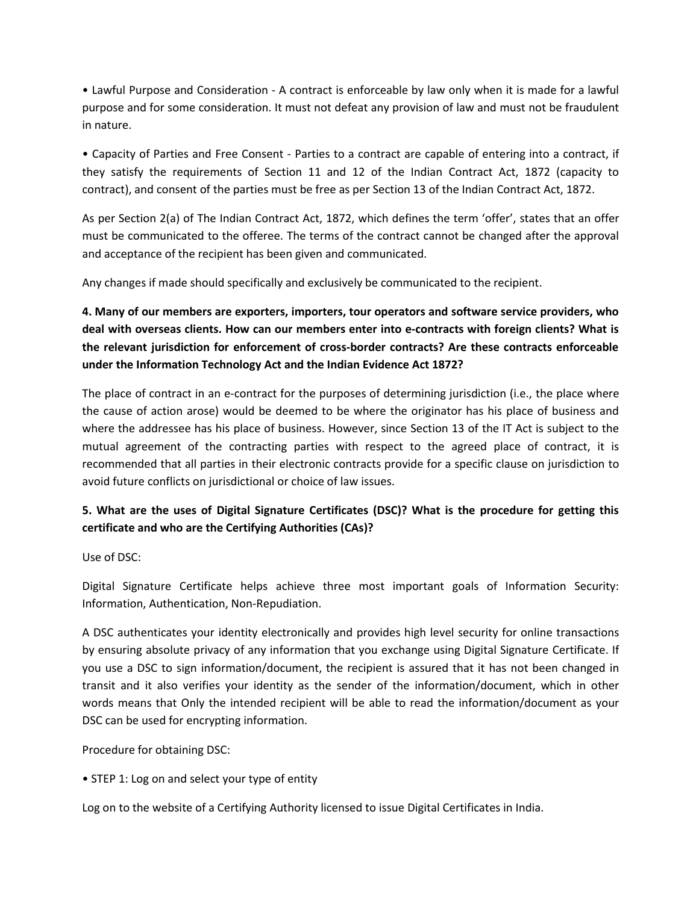• Lawful Purpose and Consideration - A contract is enforceable by law only when it is made for a lawful purpose and for some consideration. It must not defeat any provision of law and must not be fraudulent in nature.

• Capacity of Parties and Free Consent - Parties to a contract are capable of entering into a contract, if they satisfy the requirements of Section 11 and 12 of the Indian Contract Act, 1872 (capacity to contract), and consent of the parties must be free as per Section 13 of the Indian Contract Act, 1872.

As per Section 2(a) of The Indian Contract Act, 1872, which defines the term 'offer', states that an offer must be communicated to the offeree. The terms of the contract cannot be changed after the approval and acceptance of the recipient has been given and communicated.

Any changes if made should specifically and exclusively be communicated to the recipient.

**4. Many of our members are exporters, importers, tour operators and software service providers, who deal with overseas clients. How can our members enter into e-contracts with foreign clients? What is the relevant jurisdiction for enforcement of cross-border contracts? Are these contracts enforceable under the Information Technology Act and the Indian Evidence Act 1872?**

The place of contract in an e-contract for the purposes of determining jurisdiction (i.e., the place where the cause of action arose) would be deemed to be where the originator has his place of business and where the addressee has his place of business. However, since Section 13 of the IT Act is subject to the mutual agreement of the contracting parties with respect to the agreed place of contract, it is recommended that all parties in their electronic contracts provide for a specific clause on jurisdiction to avoid future conflicts on jurisdictional or choice of law issues.

**5. What are the uses of Digital Signature Certificates (DSC)? What is the procedure for getting this certificate and who are the Certifying Authorities (CAs)?**

Use of DSC:

Digital Signature Certificate helps achieve three most important goals of Information Security: Information, Authentication, Non-Repudiation.

A DSC authenticates your identity electronically and provides high level security for online transactions by ensuring absolute privacy of any information that you exchange using Digital Signature Certificate. If you use a DSC to sign information/document, the recipient is assured that it has not been changed in transit and it also verifies your identity as the sender of the information/document, which in other words means that Only the intended recipient will be able to read the information/document as your DSC can be used for encrypting information.

Procedure for obtaining DSC:

• STEP 1: Log on and select your type of entity

Log on to the website of a Certifying Authority licensed to issue Digital Certificates in India.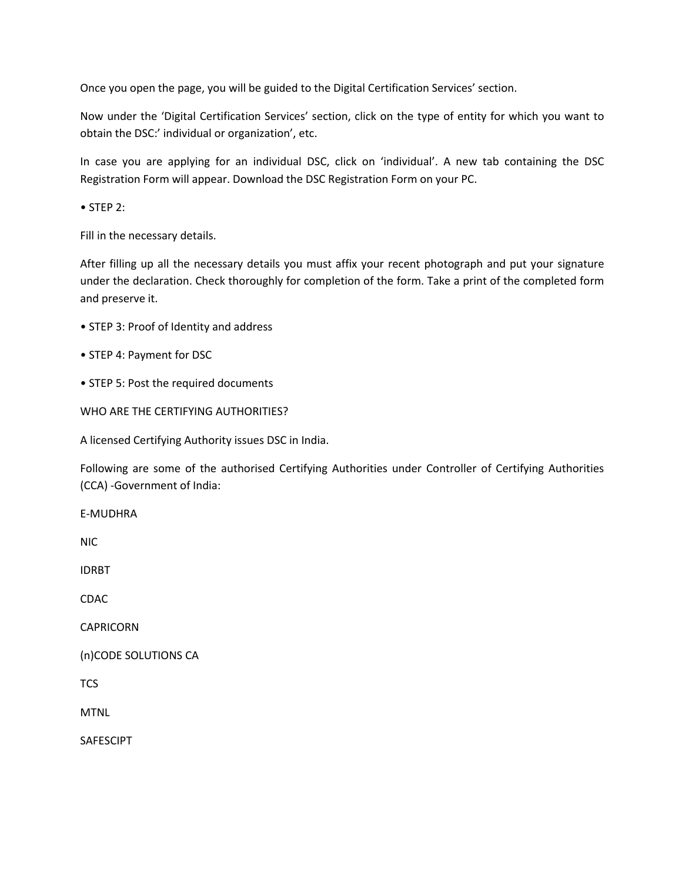Once you open the page, you will be guided to the Digital Certification Services' section.

Now under the 'Digital Certification Services' section, click on the type of entity for which you want to obtain the DSC:' individual or organization', etc.

In case you are applying for an individual DSC, click on 'individual'. A new tab containing the DSC Registration Form will appear. Download the DSC Registration Form on your PC.

- STEP 2:

Fill in the necessary details.

After filling up all the necessary details you must affix your recent photograph and put your signature under the declaration. Check thoroughly for completion of the form. Take a print of the completed form and preserve it.

- STEP 3: Proof of Identity and address
- STEP 4: Payment for DSC
- STEP 5: Post the required documents

WHO ARE THE CERTIFYING AUTHORITIES?

A licensed Certifying Authority issues DSC in India.

Following are some of the authorised Certifying Authorities under Controller of Certifying Authorities (CCA) -Government of India:

E-MUDHRA

NIC

IDRBT

CDAC

CAPRICORN

(n)CODE SOLUTIONS CA

TCS

MTNL

SAFESCIPT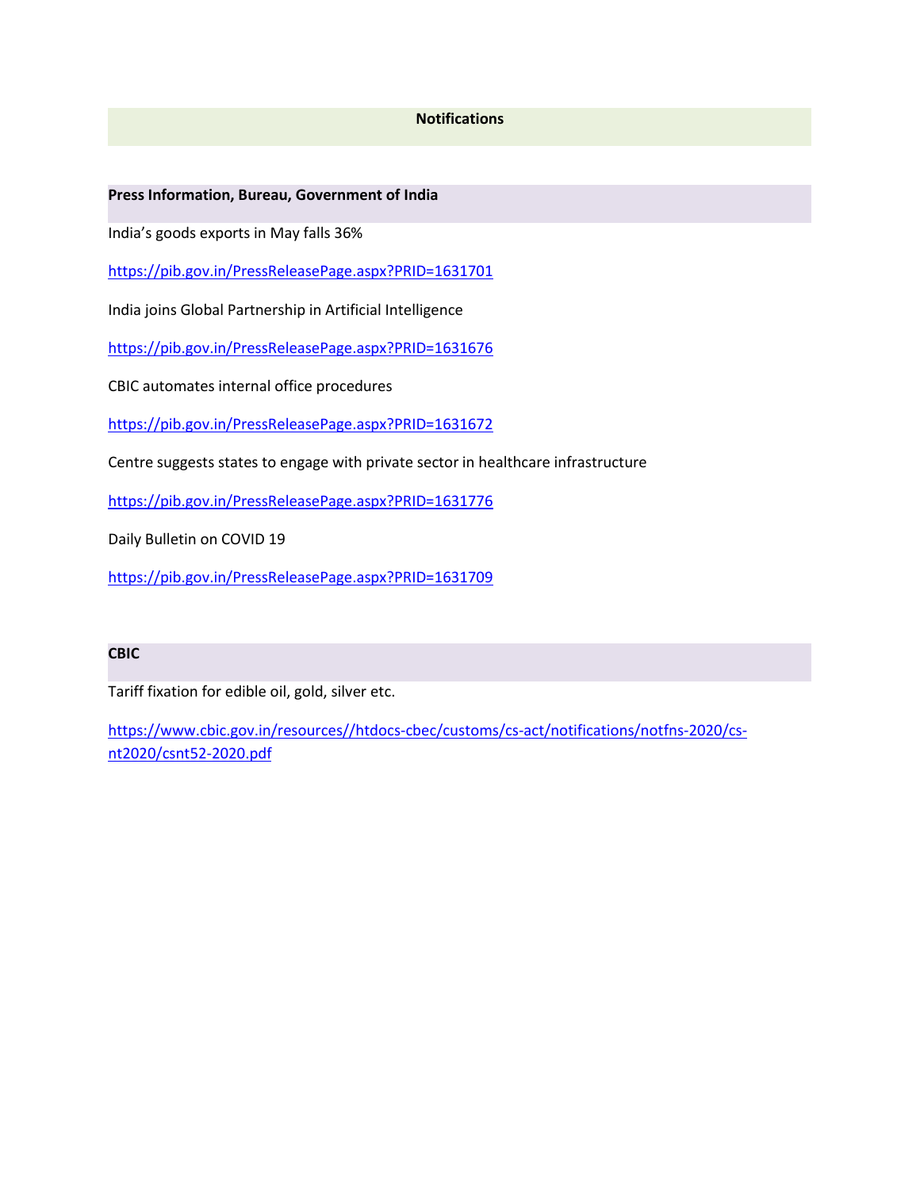## Notifications

### Press Information, Bureau, Government of India

India's goods exports in May falls 36%

https://pib.gov.in/PressReleasePage.aspx?PRID=1631701

India joins Global Partnership in Artificial Intelligence

https://pib.gov.in/PressReleasePage.aspx?PRID=1631676

CBIC automates internal office procedures

https://pib.gov.in/PressReleasePage.aspx?PRID=1631672

Centre suggests states to engage with private sector in healthcare infrastructure

https://pib.gov.in/PressReleasePage.aspx?PRID=1631776

Daily Bulletin on COVID 19

https://pib.gov.in/PressReleasePage.aspx?PRID=1631709

### CBIC

Tariff fixation for edible oil, gold, silver etc.

https://www.cbic.gov.in/resources//htdocs-cbec/customs/cs-act/notifications/notfns-2020/cs-nt2020/csnt52-2020.pdf